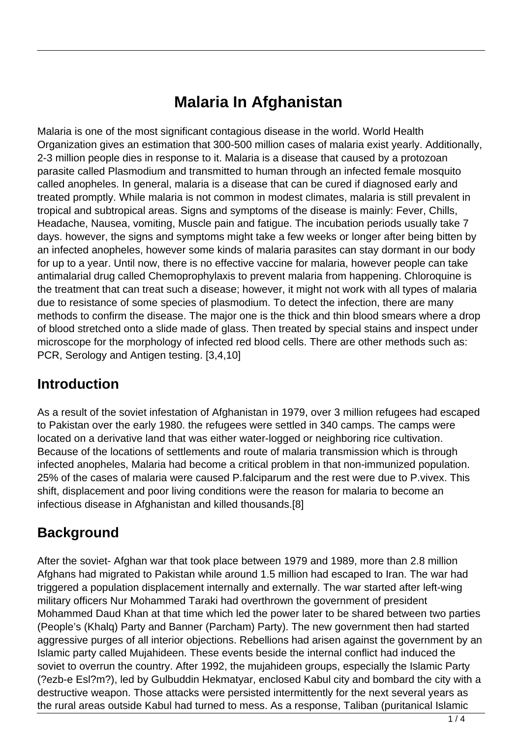# Malaria In Afghanistan

Malaria is one of the most significant contagious disease in the world. World Health Organization gives an estimation that 300-500 million cases of malaria exist yearly. Additionally, 2-3 million people dies in response to it. Malaria is a disease that caused by a protozoan parasite called Plasmodium and transmitted to human through an infected female mosquito called anopheles. In general, malaria is a disease that can be cured if diagnosed early and treated promptly. While malaria is not common in modest climates, malaria is still prevalent in tropical and subtropical areas. Signs and symptoms of the disease is mainly: Fever, Chills, Headache, Nausea, vomiting, Muscle pain and fatigue. The incubation periods usually take 7 days. however, the signs and symptoms might take a few weeks or longer after being bitten by an infected anopheles, however some kinds of malaria parasites can stay dormant in our body for up to a year. Until now, there is no effective vaccine for malaria, however people can take antimalarial drug called Chemoprophylaxis to prevent malaria from happening. Chloroquine is the treatment that can treat such a disease; however, it might not work with all types of malaria due to resistance of some species of plasmodium. To detect the infection, there are many methods to confirm the disease. The major one is the thick and thin blood smears where a drop of blood stretched onto a slide made of glass. Then treated by special stains and inspect under microscope for the morphology of infected red blood cells. There are other methods such as: PCR, Serology and Antigen testing. [3,4,10]

## Introduction

As a result of the soviet infestation of Afghanistan in 1979, over 3 million refugees had escaped to Pakistan over the early 1980. the refugees were settled in 340 camps. The camps were located on a derivative land that was either water-logged or neighboring rice cultivation. Because of the locations of settlements and route of malaria transmission which is through infected anopheles, Malaria had become a critical problem in that non-immunized population. 25% of the cases of malaria were caused P.falciparum and the rest were due to P.vivex. This shift, displacement and poor living conditions were the reason for malaria to become an infectious disease in Afghanistan and killed thousands.[8]

## Background

After the soviet- Afghan war that took place between 1979 and 1989, more than 2.8 million Afghans had migrated to Pakistan while around 1.5 million had escaped to Iran. The war had triggered a population displacement internally and externally. The war started after left-wing military officers Nur Mohammed Taraki had overthrown the government of president Mohammed Daud Khan at that time which led the power later to be shared between two parties (People's (Khalq) Party and Banner (Parcham) Party). The new government then had started aggressive purges of all interior objections. Rebellions had arisen against the government by an Islamic party called Mujahideen. These events beside the internal conflict had induced the soviet to overrun the country. After 1992, the mujahideen groups, especially the Islamic Party (?ezb-e Esl?m?), led by Gulbuddin Hekmatyar, enclosed Kabul city and bombard the city with a destructive weapon. Those attacks were persisted intermittently for the next several years as the rural areas outside Kabul had turned to mess. As a response, Taliban (puritanical Islamic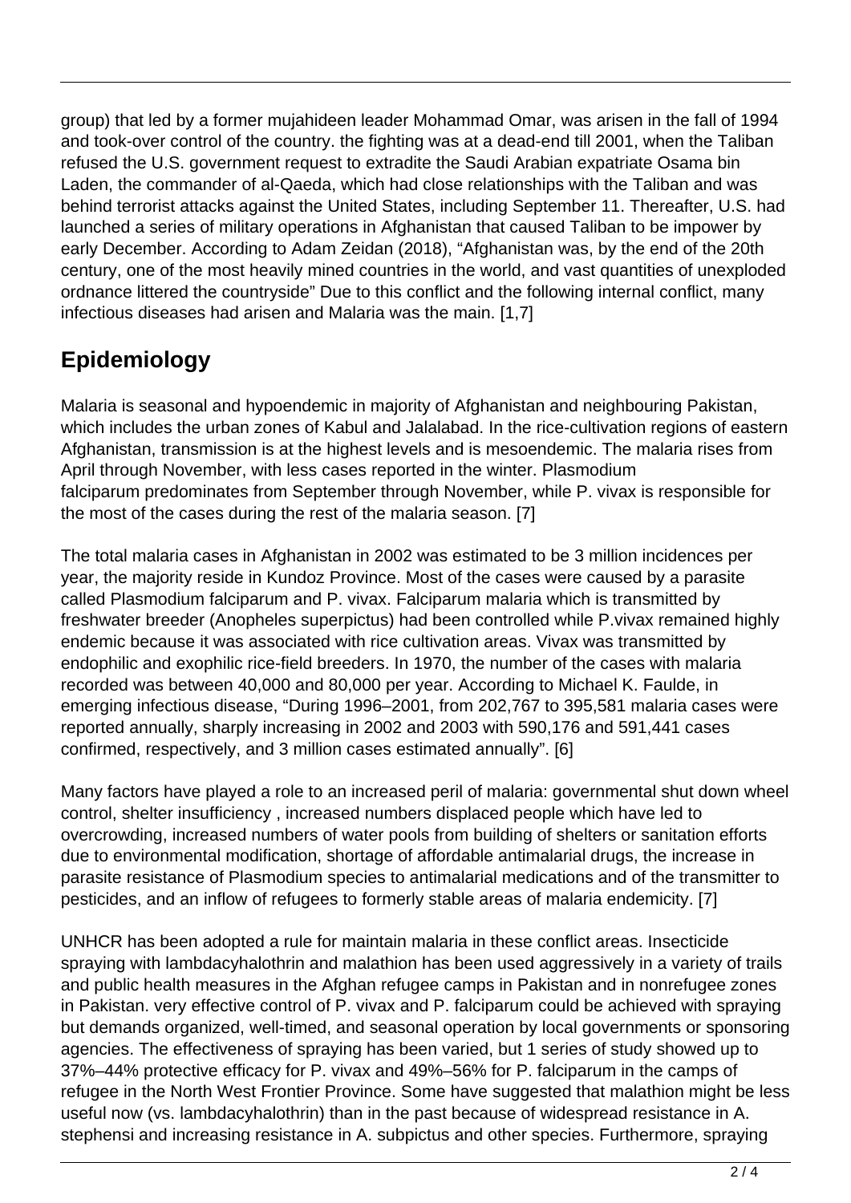group) that led by a former mujahideen leader Mohammad Omar, was arisen in the fall of 1994 and took-over control of the country. the fighting was at a dead-end till 2001, when the Taliban refused the U.S. government request to extradite the Saudi Arabian expatriate Osama bin Laden, the commander of al-Qaeda, which had close relationships with the Taliban and was behind terrorist attacks against the United States, including September 11. Thereafter, U.S. had launched a series of military operations in Afghanistan that caused Taliban to be impower by early December. According to Adam Zeidan (2018), "Afghanistan was, by the end of the 20th century, one of the most heavily mined countries in the world, and vast quantities of unexploded ordnance littered the countryside" Due to this conflict and the following internal conflict, many infectious diseases had arisen and Malaria was the main. [1,7]

## Epidemiology

Malaria is seasonal and hypoendemic in majority of Afghanistan and neighbouring Pakistan, which includes the urban zones of Kabul and Jalalabad. In the rice-cultivation regions of eastern Afghanistan, transmission is at the highest levels and is mesoendemic. The malaria rises from April through November, with less cases reported in the winter. Plasmodium falciparum predominates from September through November, while P. vivax is responsible for the most of the cases during the rest of the malaria season. [7]

The total malaria cases in Afghanistan in 2002 was estimated to be 3 million incidences per year, the majority reside in Kundoz Province. Most of the cases were caused by a parasite called Plasmodium falciparum and P. vivax. Falciparum malaria which is transmitted by freshwater breeder (Anopheles superpictus) had been controlled while P.vivax remained highly endemic because it was associated with rice cultivation areas. Vivax was transmitted by endophilic and exophilic rice-field breeders. In 1970, the number of the cases with malaria recorded was between 40,000 and 80,000 per year. According to Michael K. Faulde, in emerging infectious disease, "During 1996–2001, from 202,767 to 395,581 malaria cases were reported annually, sharply increasing in 2002 and 2003 with 590,176 and 591,441 cases confirmed, respectively, and 3 million cases estimated annually". [6]

Many factors have played a role to an increased peril of malaria: governmental shut down wheel control, shelter insufficiency , increased numbers displaced people which have led to overcrowding, increased numbers of water pools from building of shelters or sanitation efforts due to environmental modification, shortage of affordable antimalarial drugs, the increase in parasite resistance of Plasmodium species to antimalarial medications and of the transmitter to pesticides, and an inflow of refugees to formerly stable areas of malaria endemicity. [7]

UNHCR has been adopted a rule for maintain malaria in these conflict areas. Insecticide spraying with lambdacyhalothrin and malathion has been used aggressively in a variety of trails and public health measures in the Afghan refugee camps in Pakistan and in nonrefugee zones in Pakistan. very effective control of P. vivax and P. falciparum could be achieved with spraying but demands organized, well-timed, and seasonal operation by local governments or sponsoring agencies. The effectiveness of spraying has been varied, but 1 series of study showed up to 37%–44% protective efficacy for P. vivax and 49%–56% for P. falciparum in the camps of refugee in the North West Frontier Province. Some have suggested that malathion might be less useful now (vs. lambdacyhalothrin) than in the past because of widespread resistance in A. stephensi and increasing resistance in A. subpictus and other species. Furthermore, spraying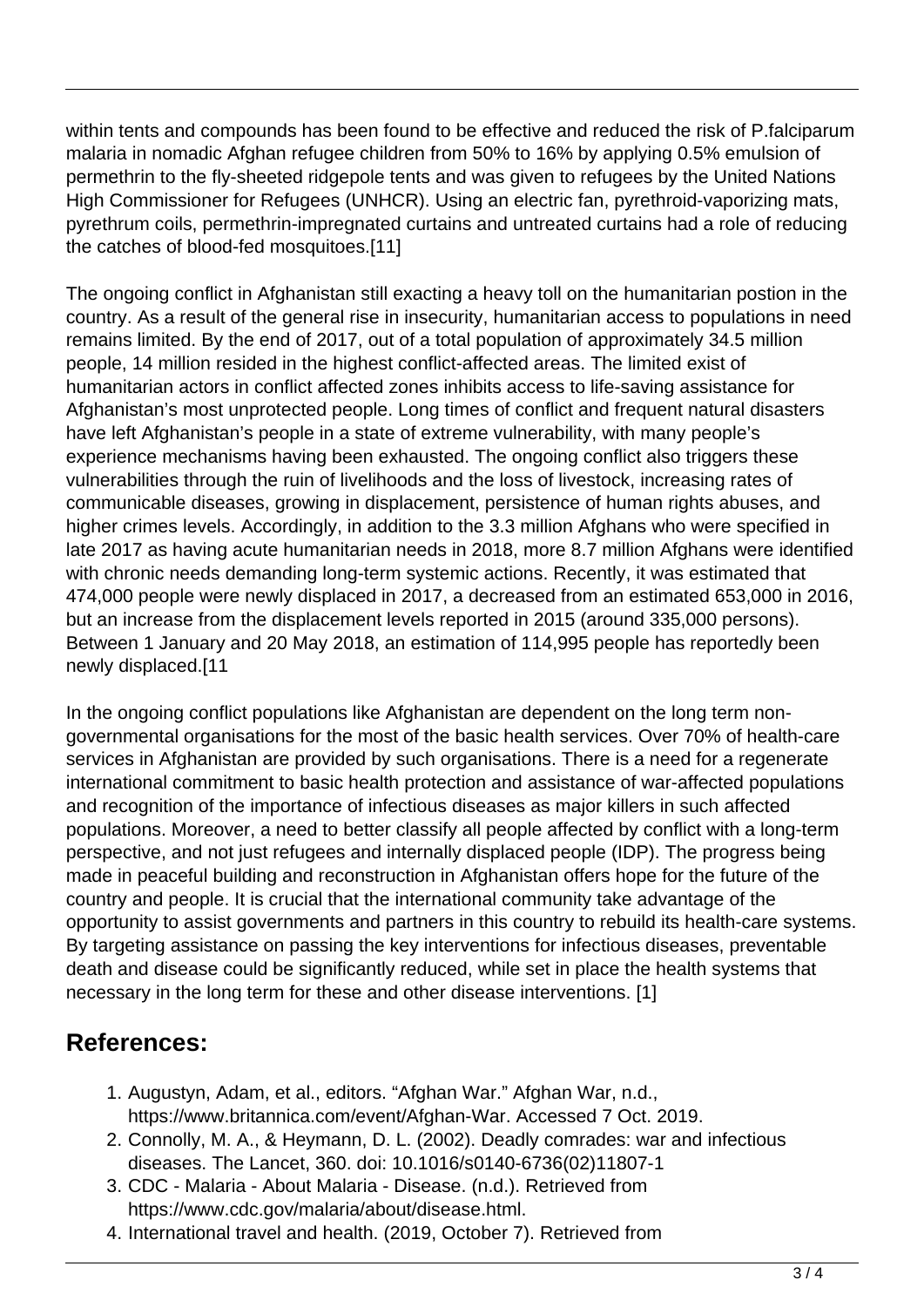within tents and compounds has been found to be effective and reduced the risk of P.falciparum malaria in nomadic Afghan refugee children from 50% to 16% by applying 0.5% emulsion of permethrin to the fly-sheeted ridgepole tents and was given to refugees by the United Nations High Commissioner for Refugees (UNHCR). Using an electric fan, pyrethroid-vaporizing mats, pyrethrum coils, permethrin-impregnated curtains and untreated curtains had a role of reducing the catches of blood-fed mosquitoes.[11]

The ongoing conflict in Afghanistan still exacting a heavy toll on the humanitarian postion in the country. As a result of the general rise in insecurity, humanitarian access to populations in need remains limited. By the end of 2017, out of a total population of approximately 34.5 million people, 14 million resided in the highest conflict-affected areas. The limited exist of humanitarian actors in conflict affected zones inhibits access to life-saving assistance for Afghanistan's most unprotected people. Long times of conflict and frequent natural disasters have left Afghanistan's people in a state of extreme vulnerability, with many people's experience mechanisms having been exhausted. The ongoing conflict also triggers these vulnerabilities through the ruin of livelihoods and the loss of livestock, increasing rates of communicable diseases, growing in displacement, persistence of human rights abuses, and higher crimes levels. Accordingly, in addition to the 3.3 million Afghans who were specified in late 2017 as having acute humanitarian needs in 2018, more 8.7 million Afghans were identified with chronic needs demanding long-term systemic actions. Recently, it was estimated that 474,000 people were newly displaced in 2017, a decreased from an estimated 653,000 in 2016, but an increase from the displacement levels reported in 2015 (around 335,000 persons). Between 1 January and 20 May 2018, an estimation of 114,995 people has reportedly been newly displaced.[11

In the ongoing conflict populations like Afghanistan are dependent on the long term non-governmental organisations for the most of the basic health services. Over 70% of health-care services in Afghanistan are provided by such organisations. There is a need for a regenerate international commitment to basic health protection and assistance of war-affected populations and recognition of the importance of infectious diseases as major killers in such affected populations. Moreover, a need to better classify all people affected by conflict with a long-term perspective, and not just refugees and internally displaced people (IDP). The progress being made in peaceful building and reconstruction in Afghanistan offers hope for the future of the country and people. It is crucial that the international community take advantage of the opportunity to assist governments and partners in this country to rebuild its health-care systems. By targeting assistance on passing the key interventions for infectious diseases, preventable death and disease could be significantly reduced, while set in place the health systems that necessary in the long term for these and other disease interventions. [1]

## References:

1. Augustyn, Adam, et al., editors. "Afghan War." Afghan War, n.d., https://www.britannica.com/event/Afghan-War. Accessed 7 Oct. 2019.
2. Connolly, M. A., & Heymann, D. L. (2002). Deadly comrades: war and infectious diseases. The Lancet, 360. doi: 10.1016/s0140-6736(02)11807-1
3. CDC - Malaria - About Malaria - Disease. (n.d.). Retrieved from https://www.cdc.gov/malaria/about/disease.html.
4. International travel and health. (2019, October 7). Retrieved from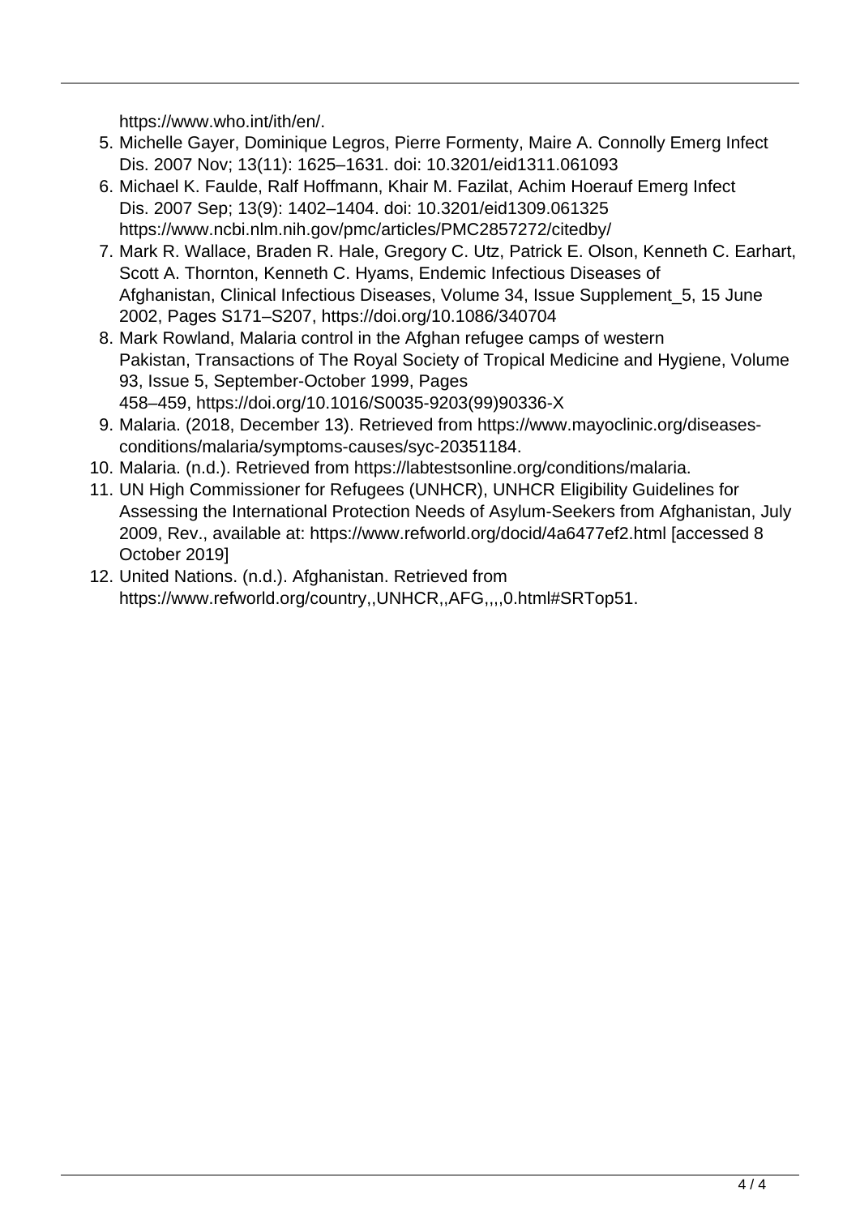https://www.who.int/ith/en/.

5. Michelle Gayer, Dominique Legros, Pierre Formenty, Maire A. Connolly Emerg Infect Dis. 2007 Nov; 13(11): 1625–1631. doi: 10.3201/eid1311.061093
6. Michael K. Faulde, Ralf Hoffmann, Khair M. Fazilat, Achim Hoerauf Emerg Infect Dis. 2007 Sep; 13(9): 1402–1404. doi: 10.3201/eid1309.061325 https://www.ncbi.nlm.nih.gov/pmc/articles/PMC2857272/citedby/
7. Mark R. Wallace, Braden R. Hale, Gregory C. Utz, Patrick E. Olson, Kenneth C. Earhart, Scott A. Thornton, Kenneth C. Hyams, Endemic Infectious Diseases of Afghanistan, Clinical Infectious Diseases, Volume 34, Issue Supplement_5, 15 June 2002, Pages S171–S207, https://doi.org/10.1086/340704
8. Mark Rowland, Malaria control in the Afghan refugee camps of western Pakistan, Transactions of The Royal Society of Tropical Medicine and Hygiene, Volume 93, Issue 5, September-October 1999, Pages 458–459, https://doi.org/10.1016/S0035-9203(99)90336-X
9. Malaria. (2018, December 13). Retrieved from https://www.mayoclinic.org/diseases-conditions/malaria/symptoms-causes/syc-20351184.
10. Malaria. (n.d.). Retrieved from https://labtestsonline.org/conditions/malaria.
11. UN High Commissioner for Refugees (UNHCR), UNHCR Eligibility Guidelines for Assessing the International Protection Needs of Asylum-Seekers from Afghanistan, July 2009, Rev., available at: https://www.refworld.org/docid/4a6477ef2.html [accessed 8 October 2019]
12. United Nations. (n.d.). Afghanistan. Retrieved from https://www.refworld.org/country,,UNHCR,,AFG,,,,0.html#SRTop51.